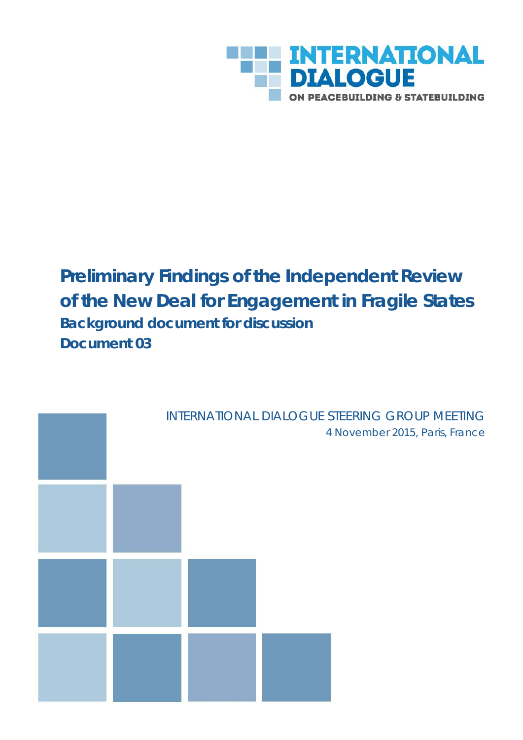INTERNATIONAL DIALOGUE

ON PEACEBUILDING & STATEBUILDING

# Preliminary Findings of the Independent Review of the New Deal for Engagement in Fragile States

## Background document for discussion

## Document 03

INTERNATIONAL DIALOGUE STEERING GROUP MEETING

4 November 2015, Paris, France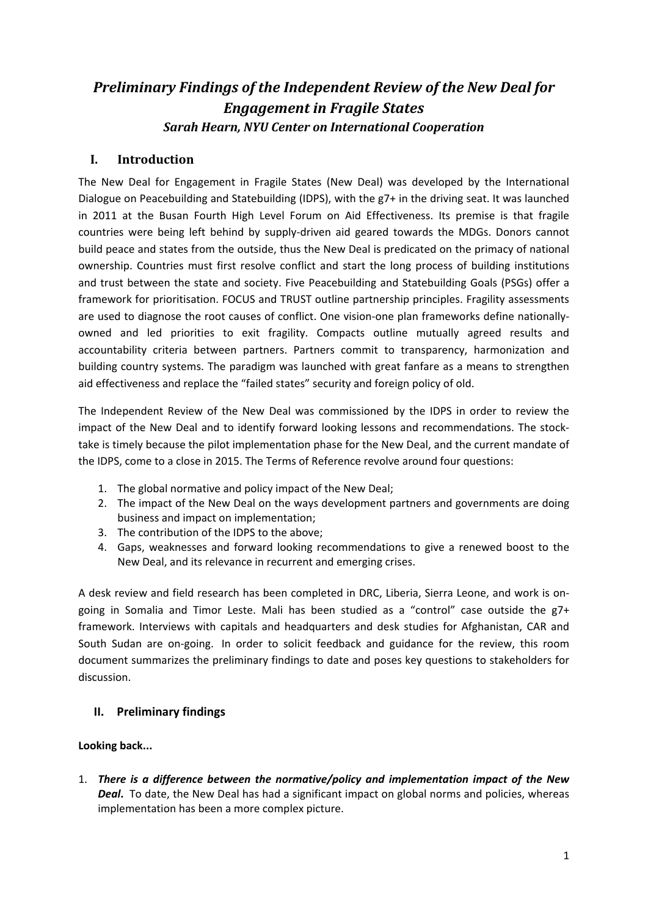# *Preliminary Findings of the Independent Review of the New Deal for Engagement in Fragile States*

### *Sarah Hearn, NYU Center on International Cooperation*

## I. Introduction

The New Deal for Engagement in Fragile States (New Deal) was developed by the International Dialogue on Peacebuilding and Statebuilding (IDPS), with the g7+ in the driving seat. It was launched in 2011 at the Busan Fourth High Level Forum on Aid Effectiveness. Its premise is that fragile countries were being left behind by supply-driven aid geared towards the MDGs. Donors cannot build peace and states from the outside, thus the New Deal is predicated on the primacy of national ownership. Countries must first resolve conflict and start the long process of building institutions and trust between the state and society. Five Peacebuilding and Statebuilding Goals (PSGs) offer a framework for prioritisation. FOCUS and TRUST outline partnership principles. Fragility assessments are used to diagnose the root causes of conflict. One vision-one plan frameworks define nationally-owned and led priorities to exit fragility. Compacts outline mutually agreed results and accountability criteria between partners. Partners commit to transparency, harmonization and building country systems. The paradigm was launched with great fanfare as a means to strengthen aid effectiveness and replace the "failed states" security and foreign policy of old.

The Independent Review of the New Deal was commissioned by the IDPS in order to review the impact of the New Deal and to identify forward looking lessons and recommendations. The stock-take is timely because the pilot implementation phase for the New Deal, and the current mandate of the IDPS, come to a close in 2015. The Terms of Reference revolve around four questions:

1. The global normative and policy impact of the New Deal;
2. The impact of the New Deal on the ways development partners and governments are doing business and impact on implementation;
3. The contribution of the IDPS to the above;
4. Gaps, weaknesses and forward looking recommendations to give a renewed boost to the New Deal, and its relevance in recurrent and emerging crises.

A desk review and field research has been completed in DRC, Liberia, Sierra Leone, and work is on-going in Somalia and Timor Leste. Mali has been studied as a "control" case outside the g7+ framework. Interviews with capitals and headquarters and desk studies for Afghanistan, CAR and South Sudan are on-going. In order to solicit feedback and guidance for the review, this room document summarizes the preliminary findings to date and poses key questions to stakeholders for discussion.

## II. Preliminary findings

**Looking back...**

1. ***There is a difference between the normative/policy and implementation impact of the New Deal***. To date, the New Deal has had a significant impact on global norms and policies, whereas implementation has been a more complex picture.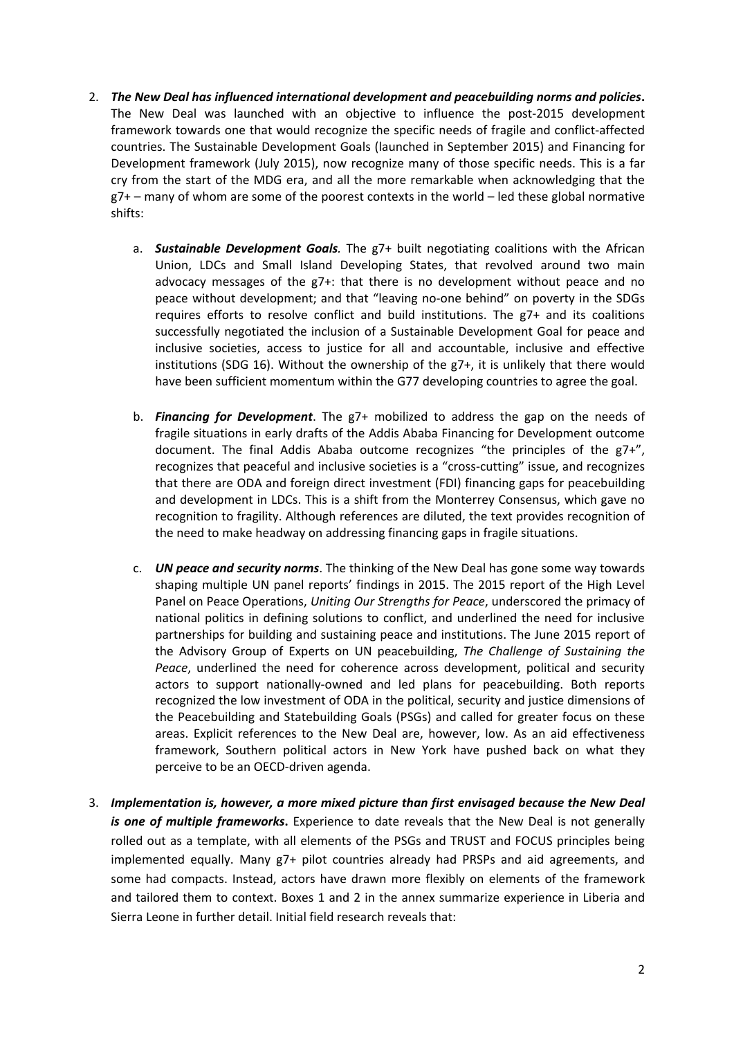2. ***The New Deal has influenced international development and peacebuilding norms and policies*.** The New Deal was launched with an objective to influence the post-2015 development framework towards one that would recognize the specific needs of fragile and conflict-affected countries. The Sustainable Development Goals (launched in September 2015) and Financing for Development framework (July 2015), now recognize many of those specific needs. This is a far cry from the start of the MDG era, and all the more remarkable when acknowledging that the g7+ – many of whom are some of the poorest contexts in the world – led these global normative shifts:

   a. ***Sustainable Development Goals*.** The g7+ built negotiating coalitions with the African Union, LDCs and Small Island Developing States, that revolved around two main advocacy messages of the g7+: that there is no development without peace and no peace without development; and that "leaving no-one behind" on poverty in the SDGs requires efforts to resolve conflict and build institutions. The g7+ and its coalitions successfully negotiated the inclusion of a Sustainable Development Goal for peace and inclusive societies, access to justice for all and accountable, inclusive and effective institutions (SDG 16). Without the ownership of the g7+, it is unlikely that there would have been sufficient momentum within the G77 developing countries to agree the goal.

   b. ***Financing for Development***. The g7+ mobilized to address the gap on the needs of fragile situations in early drafts of the Addis Ababa Financing for Development outcome document. The final Addis Ababa outcome recognizes "the principles of the g7+", recognizes that peaceful and inclusive societies is a "cross-cutting" issue, and recognizes that there are ODA and foreign direct investment (FDI) financing gaps for peacebuilding and development in LDCs. This is a shift from the Monterrey Consensus, which gave no recognition to fragility. Although references are diluted, the text provides recognition of the need to make headway on addressing financing gaps in fragile situations.

   c. ***UN peace and security norms***. The thinking of the New Deal has gone some way towards shaping multiple UN panel reports' findings in 2015. The 2015 report of the High Level Panel on Peace Operations, *Uniting Our Strengths for Peace*, underscored the primacy of national politics in defining solutions to conflict, and underlined the need for inclusive partnerships for building and sustaining peace and institutions. The June 2015 report of the Advisory Group of Experts on UN peacebuilding, *The Challenge of Sustaining the Peace*, underlined the need for coherence across development, political and security actors to support nationally-owned and led plans for peacebuilding. Both reports recognized the low investment of ODA in the political, security and justice dimensions of the Peacebuilding and Statebuilding Goals (PSGs) and called for greater focus on these areas. Explicit references to the New Deal are, however, low. As an aid effectiveness framework, Southern political actors in New York have pushed back on what they perceive to be an OECD-driven agenda.

3. ***Implementation is, however, a more mixed picture than first envisaged because the New Deal is one of multiple frameworks*.** Experience to date reveals that the New Deal is not generally rolled out as a template, with all elements of the PSGs and TRUST and FOCUS principles being implemented equally. Many g7+ pilot countries already had PRSPs and aid agreements, and some had compacts. Instead, actors have drawn more flexibly on elements of the framework and tailored them to context. Boxes 1 and 2 in the annex summarize experience in Liberia and Sierra Leone in further detail. Initial field research reveals that: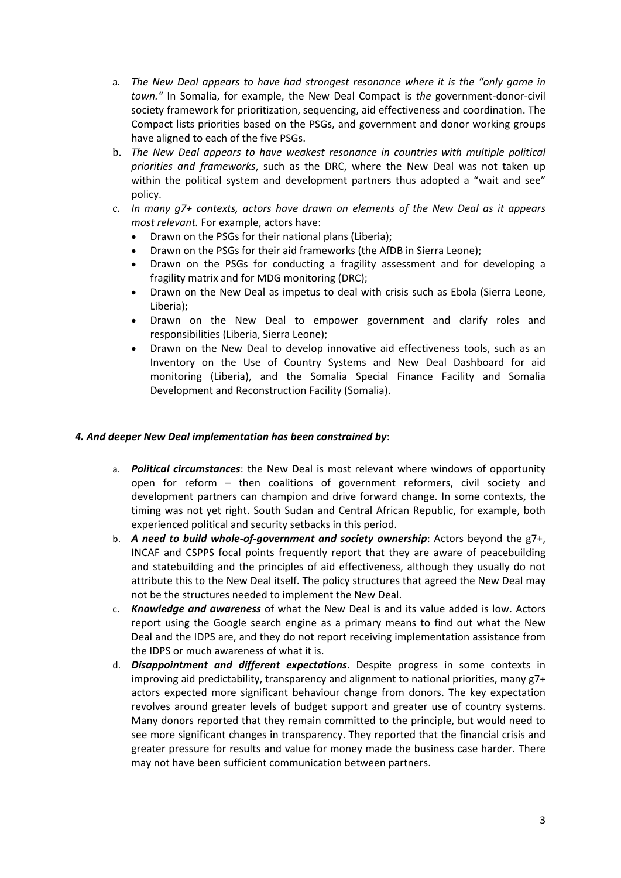a. *The New Deal appears to have had strongest resonance where it is the "only game in town."* In Somalia, for example, the New Deal Compact is *the* government-donor-civil society framework for prioritization, sequencing, aid effectiveness and coordination. The Compact lists priorities based on the PSGs, and government and donor working groups have aligned to each of the five PSGs.
b. *The New Deal appears to have weakest resonance in countries with multiple political priorities and frameworks*, such as the DRC, where the New Deal was not taken up within the political system and development partners thus adopted a "wait and see" policy.
c. *In many g7+ contexts, actors have drawn on elements of the New Deal as it appears most relevant.* For example, actors have:
    - Drawn on the PSGs for their national plans (Liberia);
    - Drawn on the PSGs for their aid frameworks (the AfDB in Sierra Leone);
    - Drawn on the PSGs for conducting a fragility assessment and for developing a fragility matrix and for MDG monitoring (DRC);
    - Drawn on the New Deal as impetus to deal with crisis such as Ebola (Sierra Leone, Liberia);
    - Drawn on the New Deal to empower government and clarify roles and responsibilities (Liberia, Sierra Leone);
    - Drawn on the New Deal to develop innovative aid effectiveness tools, such as an Inventory on the Use of Country Systems and New Deal Dashboard for aid monitoring (Liberia), and the Somalia Special Finance Facility and Somalia Development and Reconstruction Facility (Somalia).

***4. And deeper New Deal implementation has been constrained by***:

a. ***Political circumstances***: the New Deal is most relevant where windows of opportunity open for reform – then coalitions of government reformers, civil society and development partners can champion and drive forward change. In some contexts, the timing was not yet right. South Sudan and Central African Republic, for example, both experienced political and security setbacks in this period.
b. ***A need to build whole-of-government and society ownership***: Actors beyond the g7+, INCAF and CSPPS focal points frequently report that they are aware of peacebuilding and statebuilding and the principles of aid effectiveness, although they usually do not attribute this to the New Deal itself. The policy structures that agreed the New Deal may not be the structures needed to implement the New Deal.
c. ***Knowledge and awareness*** of what the New Deal is and its value added is low. Actors report using the Google search engine as a primary means to find out what the New Deal and the IDPS are, and they do not report receiving implementation assistance from the IDPS or much awareness of what it is.
d. ***Disappointment and different expectations***. Despite progress in some contexts in improving aid predictability, transparency and alignment to national priorities, many g7+ actors expected more significant behaviour change from donors. The key expectation revolves around greater levels of budget support and greater use of country systems. Many donors reported that they remain committed to the principle, but would need to see more significant changes in transparency. They reported that the financial crisis and greater pressure for results and value for money made the business case harder. There may not have been sufficient communication between partners.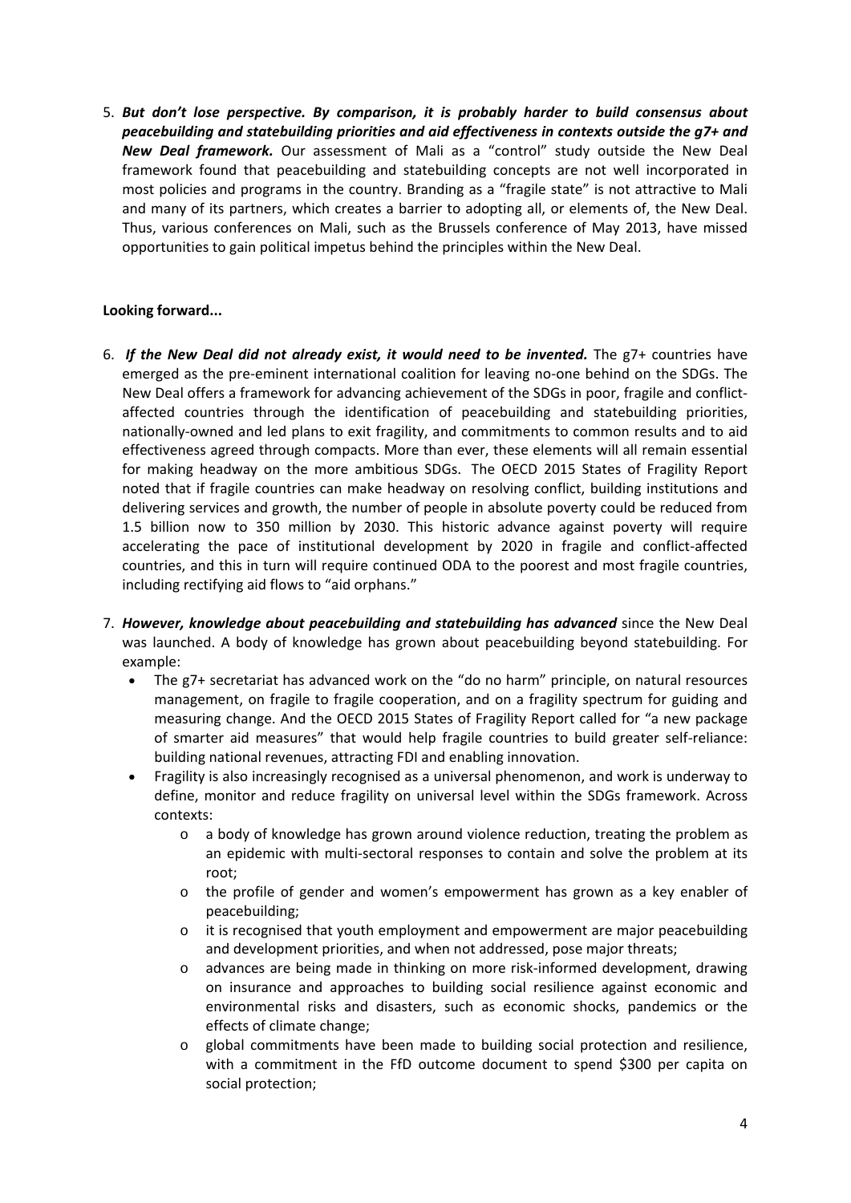5. ***But don't lose perspective. By comparison, it is probably harder to build consensus about peacebuilding and statebuilding priorities and aid effectiveness in contexts outside the g7+ and New Deal framework.*** Our assessment of Mali as a "control" study outside the New Deal framework found that peacebuilding and statebuilding concepts are not well incorporated in most policies and programs in the country. Branding as a "fragile state" is not attractive to Mali and many of its partners, which creates a barrier to adopting all, or elements of, the New Deal. Thus, various conferences on Mali, such as the Brussels conference of May 2013, have missed opportunities to gain political impetus behind the principles within the New Deal.

**Looking forward...**

6. ***If the New Deal did not already exist, it would need to be invented.*** The g7+ countries have emerged as the pre-eminent international coalition for leaving no-one behind on the SDGs. The New Deal offers a framework for advancing achievement of the SDGs in poor, fragile and conflict-affected countries through the identification of peacebuilding and statebuilding priorities, nationally-owned and led plans to exit fragility, and commitments to common results and to aid effectiveness agreed through compacts. More than ever, these elements will all remain essential for making headway on the more ambitious SDGs. The OECD 2015 States of Fragility Report noted that if fragile countries can make headway on resolving conflict, building institutions and delivering services and growth, the number of people in absolute poverty could be reduced from 1.5 billion now to 350 million by 2030. This historic advance against poverty will require accelerating the pace of institutional development by 2020 in fragile and conflict-affected countries, and this in turn will require continued ODA to the poorest and most fragile countries, including rectifying aid flows to "aid orphans."

7. ***However, knowledge about peacebuilding and statebuilding has advanced*** since the New Deal was launched. A body of knowledge has grown about peacebuilding beyond statebuilding. For example:
   - The g7+ secretariat has advanced work on the "do no harm" principle, on natural resources management, on fragile to fragile cooperation, and on a fragility spectrum for guiding and measuring change. And the OECD 2015 States of Fragility Report called for "a new package of smarter aid measures" that would help fragile countries to build greater self-reliance: building national revenues, attracting FDI and enabling innovation.
   - Fragility is also increasingly recognised as a universal phenomenon, and work is underway to define, monitor and reduce fragility on universal level within the SDGs framework. Across contexts:
     - a body of knowledge has grown around violence reduction, treating the problem as an epidemic with multi-sectoral responses to contain and solve the problem at its root;
     - the profile of gender and women's empowerment has grown as a key enabler of peacebuilding;
     - it is recognised that youth employment and empowerment are major peacebuilding and development priorities, and when not addressed, pose major threats;
     - advances are being made in thinking on more risk-informed development, drawing on insurance and approaches to building social resilience against economic and environmental risks and disasters, such as economic shocks, pandemics or the effects of climate change;
     - global commitments have been made to building social protection and resilience, with a commitment in the FfD outcome document to spend $300 per capita on social protection;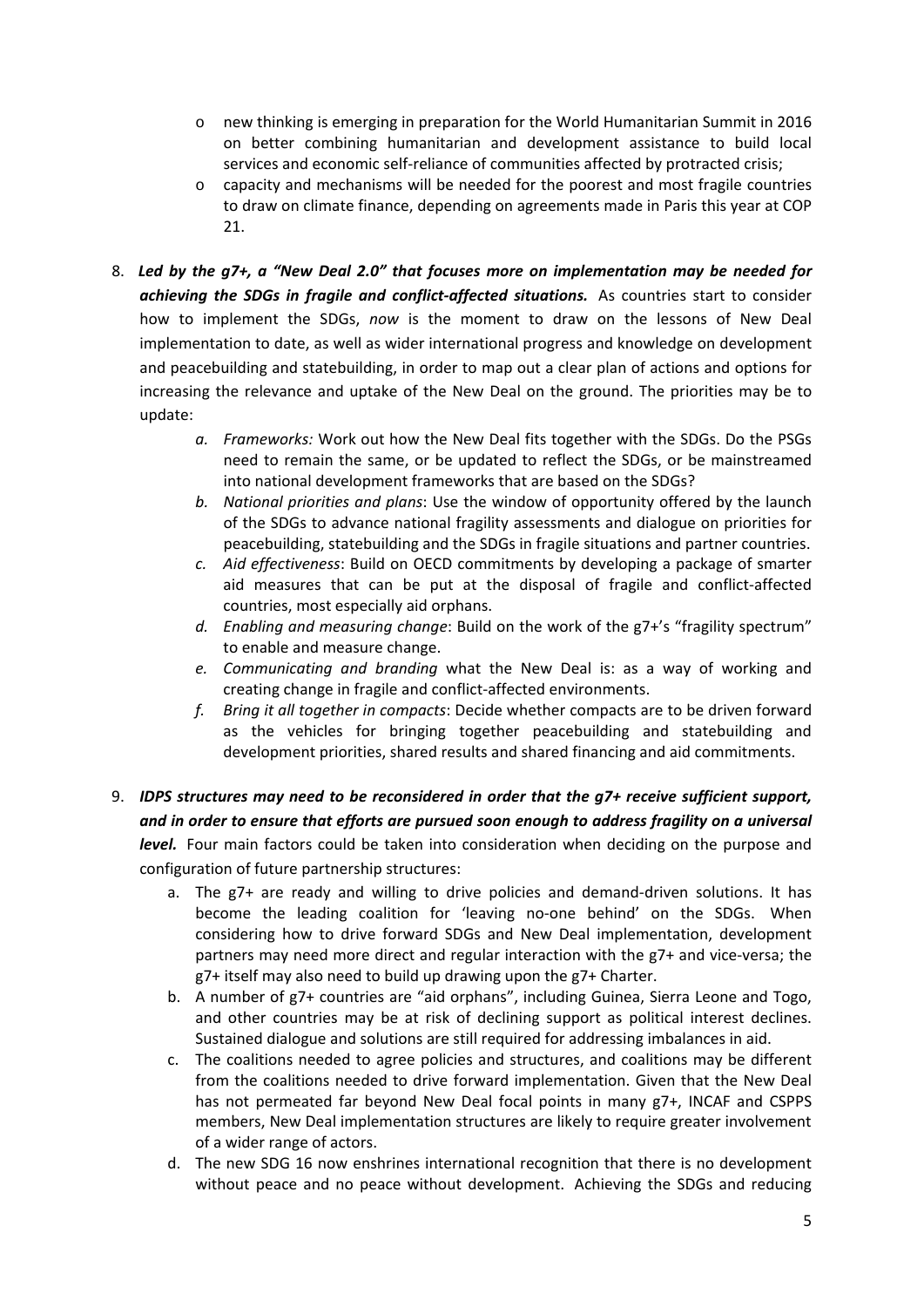- new thinking is emerging in preparation for the World Humanitarian Summit in 2016 on better combining humanitarian and development assistance to build local services and economic self-reliance of communities affected by protracted crisis;
- capacity and mechanisms will be needed for the poorest and most fragile countries to draw on climate finance, depending on agreements made in Paris this year at COP 21.

8. ***Led by the g7+, a "New Deal 2.0" that focuses more on implementation may be needed for achieving the SDGs in fragile and conflict-affected situations.*** As countries start to consider how to implement the SDGs, *now* is the moment to draw on the lessons of New Deal implementation to date, as well as wider international progress and knowledge on development and peacebuilding and statebuilding, in order to map out a clear plan of actions and options for increasing the relevance and uptake of the New Deal on the ground. The priorities may be to update:
   a. *Frameworks:* Work out how the New Deal fits together with the SDGs. Do the PSGs need to remain the same, or be updated to reflect the SDGs, or be mainstreamed into national development frameworks that are based on the SDGs?
   b. *National priorities and plans*: Use the window of opportunity offered by the launch of the SDGs to advance national fragility assessments and dialogue on priorities for peacebuilding, statebuilding and the SDGs in fragile situations and partner countries.
   c. *Aid effectiveness*: Build on OECD commitments by developing a package of smarter aid measures that can be put at the disposal of fragile and conflict-affected countries, most especially aid orphans.
   d. *Enabling and measuring change*: Build on the work of the g7+'s "fragility spectrum" to enable and measure change.
   e. *Communicating and branding* what the New Deal is: as a way of working and creating change in fragile and conflict-affected environments.
   f. *Bring it all together in compacts*: Decide whether compacts are to be driven forward as the vehicles for bringing together peacebuilding and statebuilding and development priorities, shared results and shared financing and aid commitments.

9. ***IDPS structures may need to be reconsidered in order that the g7+ receive sufficient support, and in order to ensure that efforts are pursued soon enough to address fragility on a universal level.*** Four main factors could be taken into consideration when deciding on the purpose and configuration of future partnership structures:
   a. The g7+ are ready and willing to drive policies and demand-driven solutions. It has become the leading coalition for 'leaving no-one behind' on the SDGs. When considering how to drive forward SDGs and New Deal implementation, development partners may need more direct and regular interaction with the g7+ and vice-versa; the g7+ itself may also need to build up drawing upon the g7+ Charter.
   b. A number of g7+ countries are "aid orphans", including Guinea, Sierra Leone and Togo, and other countries may be at risk of declining support as political interest declines. Sustained dialogue and solutions are still required for addressing imbalances in aid.
   c. The coalitions needed to agree policies and structures, and coalitions may be different from the coalitions needed to drive forward implementation. Given that the New Deal has not permeated far beyond New Deal focal points in many g7+, INCAF and CSPPS members, New Deal implementation structures are likely to require greater involvement of a wider range of actors.
   d. The new SDG 16 now enshrines international recognition that there is no development without peace and no peace without development. Achieving the SDGs and reducing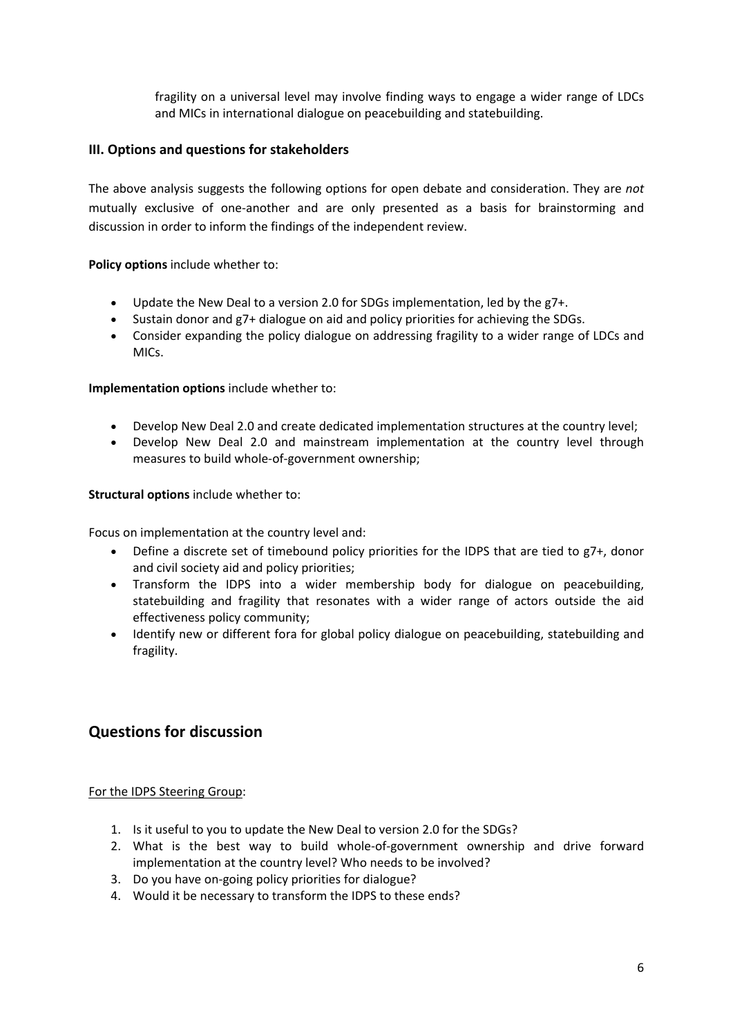fragility on a universal level may involve finding ways to engage a wider range of LDCs and MICs in international dialogue on peacebuilding and statebuilding.

### III. Options and questions for stakeholders

The above analysis suggests the following options for open debate and consideration. They are *not* mutually exclusive of one-another and are only presented as a basis for brainstorming and discussion in order to inform the findings of the independent review.

**Policy options** include whether to:

- Update the New Deal to a version 2.0 for SDGs implementation, led by the g7+.
- Sustain donor and g7+ dialogue on aid and policy priorities for achieving the SDGs.
- Consider expanding the policy dialogue on addressing fragility to a wider range of LDCs and MICs.

**Implementation options** include whether to:

- Develop New Deal 2.0 and create dedicated implementation structures at the country level;
- Develop New Deal 2.0 and mainstream implementation at the country level through measures to build whole-of-government ownership;

**Structural options** include whether to:

Focus on implementation at the country level and:

- Define a discrete set of timebound policy priorities for the IDPS that are tied to g7+, donor and civil society aid and policy priorities;
- Transform the IDPS into a wider membership body for dialogue on peacebuilding, statebuilding and fragility that resonates with a wider range of actors outside the aid effectiveness policy community;
- Identify new or different fora for global policy dialogue on peacebuilding, statebuilding and fragility.

## Questions for discussion

<u>For the IDPS Steering Group</u>:

1. Is it useful to you to update the New Deal to version 2.0 for the SDGs?
2. What is the best way to build whole-of-government ownership and drive forward implementation at the country level? Who needs to be involved?
3. Do you have on-going policy priorities for dialogue?
4. Would it be necessary to transform the IDPS to these ends?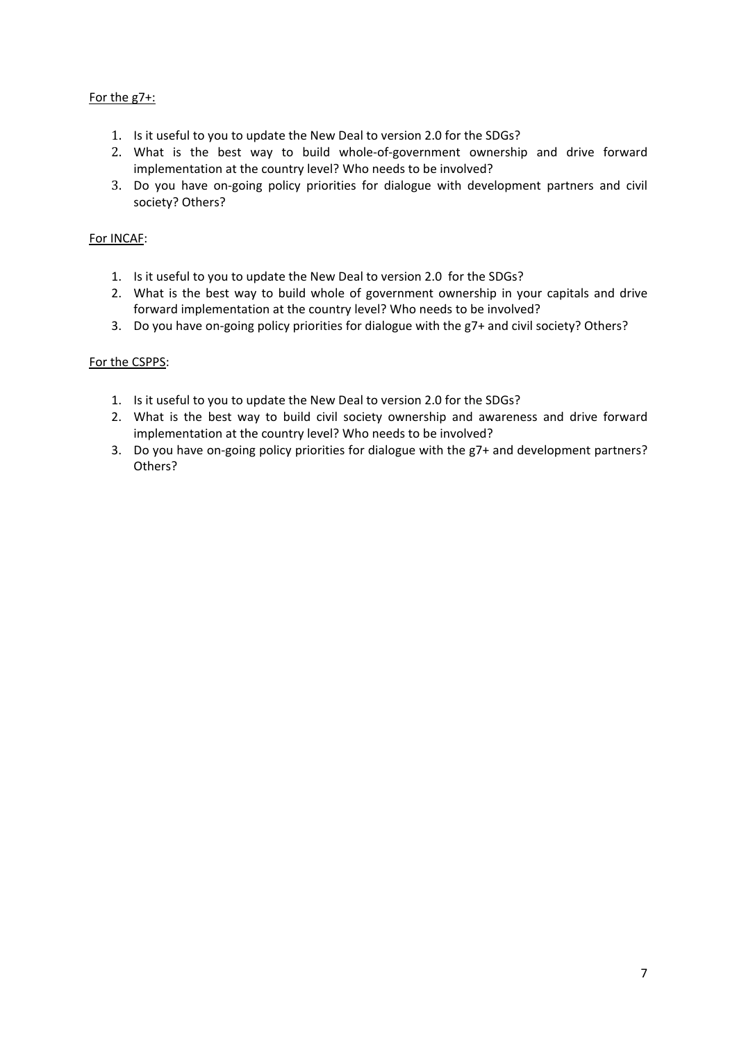<u>For the g7+:</u>

1. Is it useful to you to update the New Deal to version 2.0 for the SDGs?
2. What is the best way to build whole-of-government ownership and drive forward implementation at the country level? Who needs to be involved?
3. Do you have on-going policy priorities for dialogue with development partners and civil society? Others?

<u>For INCAF</u>:

1. Is it useful to you to update the New Deal to version 2.0 for the SDGs?
2. What is the best way to build whole of government ownership in your capitals and drive forward implementation at the country level? Who needs to be involved?
3. Do you have on-going policy priorities for dialogue with the g7+ and civil society? Others?

<u>For the CSPPS</u>:

1. Is it useful to you to update the New Deal to version 2.0 for the SDGs?
2. What is the best way to build civil society ownership and awareness and drive forward implementation at the country level? Who needs to be involved?
3. Do you have on-going policy priorities for dialogue with the g7+ and development partners? Others?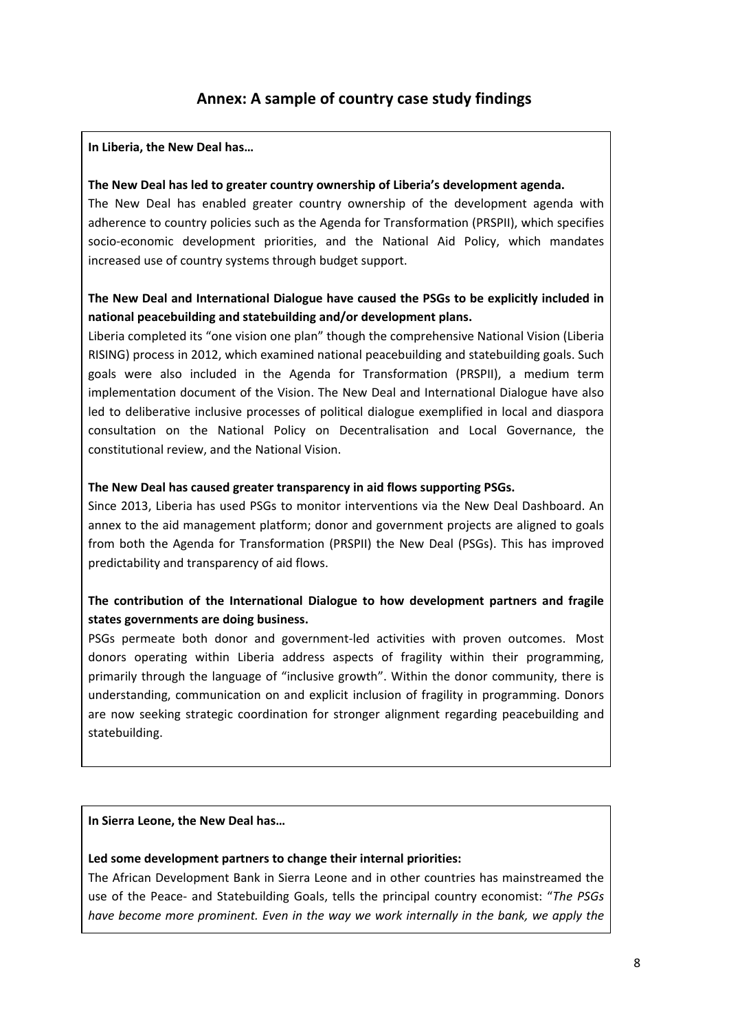## Annex: A sample of country case study findings

**In Liberia, the New Deal has…**

**The New Deal has led to greater country ownership of Liberia's development agenda.**

The New Deal has enabled greater country ownership of the development agenda with adherence to country policies such as the Agenda for Transformation (PRSPII), which specifies socio-economic development priorities, and the National Aid Policy, which mandates increased use of country systems through budget support.

**The New Deal and International Dialogue have caused the PSGs to be explicitly included in national peacebuilding and statebuilding and/or development plans.**

Liberia completed its "one vision one plan" though the comprehensive National Vision (Liberia RISING) process in 2012, which examined national peacebuilding and statebuilding goals. Such goals were also included in the Agenda for Transformation (PRSPII), a medium term implementation document of the Vision. The New Deal and International Dialogue have also led to deliberative inclusive processes of political dialogue exemplified in local and diaspora consultation on the National Policy on Decentralisation and Local Governance, the constitutional review, and the National Vision.

**The New Deal has caused greater transparency in aid flows supporting PSGs.**

Since 2013, Liberia has used PSGs to monitor interventions via the New Deal Dashboard. An annex to the aid management platform; donor and government projects are aligned to goals from both the Agenda for Transformation (PRSPII) the New Deal (PSGs). This has improved predictability and transparency of aid flows.

**The contribution of the International Dialogue to how development partners and fragile states governments are doing business.**

PSGs permeate both donor and government-led activities with proven outcomes. Most donors operating within Liberia address aspects of fragility within their programming, primarily through the language of "inclusive growth". Within the donor community, there is understanding, communication on and explicit inclusion of fragility in programming. Donors are now seeking strategic coordination for stronger alignment regarding peacebuilding and statebuilding.

**In Sierra Leone, the New Deal has…**

**Led some development partners to change their internal priorities:**

The African Development Bank in Sierra Leone and in other countries has mainstreamed the use of the Peace- and Statebuilding Goals, tells the principal country economist: "*The PSGs have become more prominent. Even in the way we work internally in the bank, we apply the*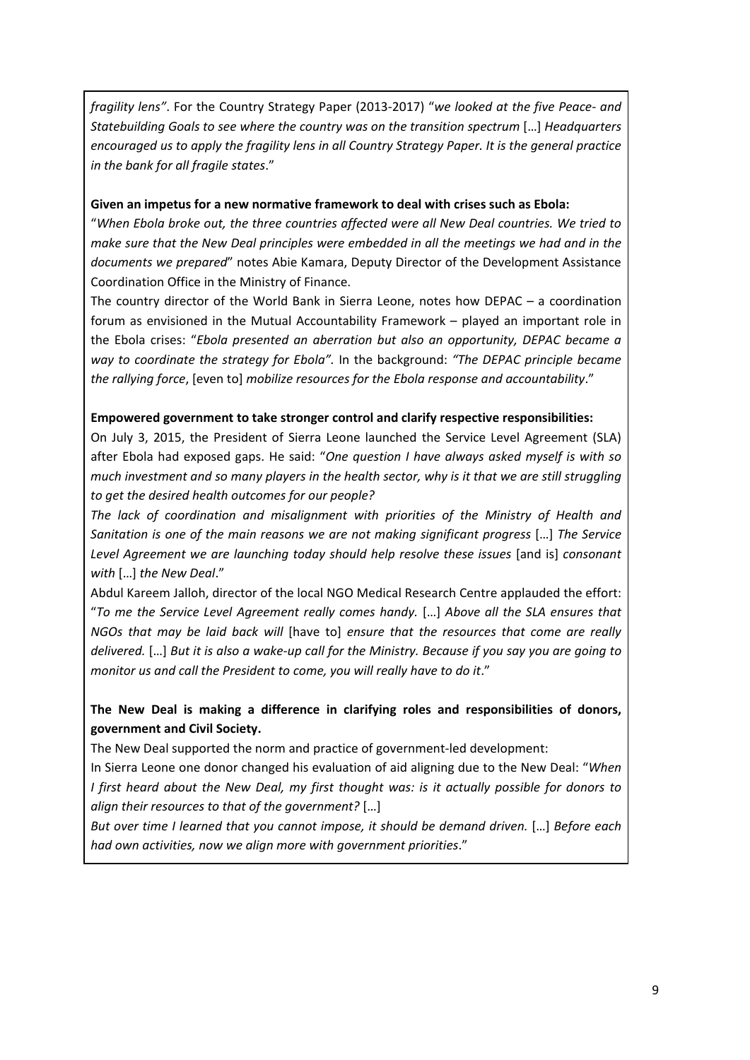*fragility lens"*. For the Country Strategy Paper (2013-2017) "*we looked at the five Peace- and Statebuilding Goals to see where the country was on the transition spectrum* […] *Headquarters encouraged us to apply the fragility lens in all Country Strategy Paper. It is the general practice in the bank for all fragile states*."

**Given an impetus for a new normative framework to deal with crises such as Ebola:**

"*When Ebola broke out, the three countries affected were all New Deal countries. We tried to make sure that the New Deal principles were embedded in all the meetings we had and in the documents we prepared*" notes Abie Kamara, Deputy Director of the Development Assistance Coordination Office in the Ministry of Finance.

The country director of the World Bank in Sierra Leone, notes how DEPAC – a coordination forum as envisioned in the Mutual Accountability Framework – played an important role in the Ebola crises: "*Ebola presented an aberration but also an opportunity, DEPAC became a way to coordinate the strategy for Ebola"*. In the background: *"The DEPAC principle became the rallying force*, [even to] *mobilize resources for the Ebola response and accountability*."

**Empowered government to take stronger control and clarify respective responsibilities:**

On July 3, 2015, the President of Sierra Leone launched the Service Level Agreement (SLA) after Ebola had exposed gaps. He said: "*One question I have always asked myself is with so much investment and so many players in the health sector, why is it that we are still struggling to get the desired health outcomes for our people?*

*The lack of coordination and misalignment with priorities of the Ministry of Health and Sanitation is one of the main reasons we are not making significant progress* […] *The Service Level Agreement we are launching today should help resolve these issues* [and is] *consonant with* […] *the New Deal*."

Abdul Kareem Jalloh, director of the local NGO Medical Research Centre applauded the effort: "*To me the Service Level Agreement really comes handy.* […] *Above all the SLA ensures that NGOs that may be laid back will* [have to] *ensure that the resources that come are really delivered.* […] *But it is also a wake-up call for the Ministry. Because if you say you are going to monitor us and call the President to come, you will really have to do it*."

**The New Deal is making a difference in clarifying roles and responsibilities of donors, government and Civil Society.**

The New Deal supported the norm and practice of government-led development:

In Sierra Leone one donor changed his evaluation of aid aligning due to the New Deal: "*When I first heard about the New Deal, my first thought was: is it actually possible for donors to align their resources to that of the government?* […]

*But over time I learned that you cannot impose, it should be demand driven.* […] *Before each had own activities, now we align more with government priorities*."